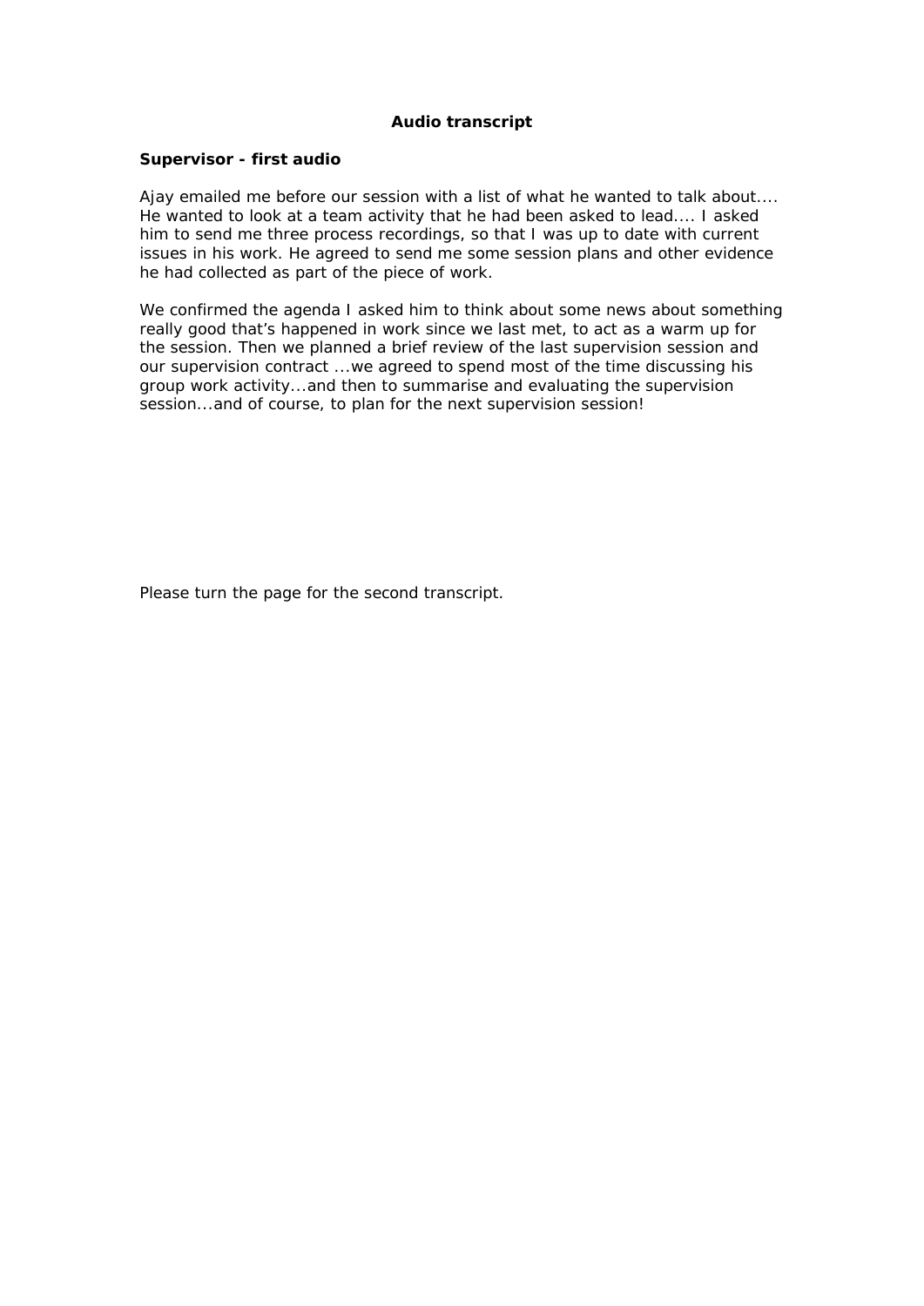# Audio transcript

## Supervisor - first audio

Ajay emailed me before our session with a list of what he wanted to talk about.... He wanted to look at a team activity that he had been asked to lead.... I asked him to send me three process recordings, so that I was up to date with current issues in his work. He agreed to send me some session plans and other evidence he had collected as part of the piece of work.

We confirmed the agenda I asked him to think about some news about something really good that's happened in work since we last met, to act as a warm up for the session. Then we planned a brief review of the last supervision session and our supervision contract ...we agreed to spend most of the time discussing his group work activity...and then to summarise and evaluating the supervision session...and of course, to plan for the next supervision session!

Please turn the page for the second transcript.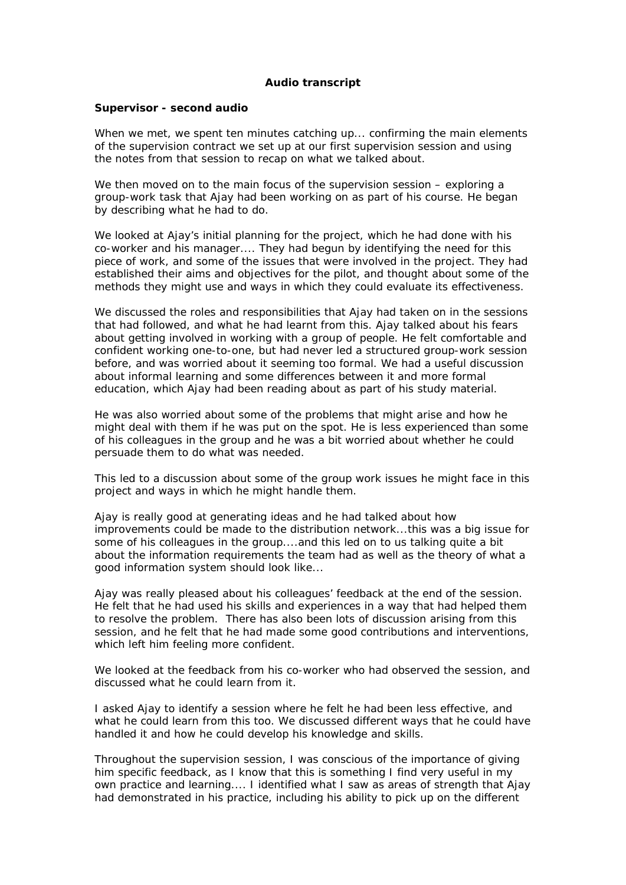**Audio transcript**

**Supervisor - second audio**

When we met, we spent ten minutes catching up... confirming the main elements of the supervision contract we set up at our first supervision session and using the notes from that session to recap on what we talked about.

We then moved on to the main focus of the supervision session – exploring a group-work task that Ajay had been working on as part of his course. He began by describing what he had to do.

We looked at Ajay's initial planning for the project, which he had done with his co-worker and his manager.... They had begun by identifying the need for this piece of work, and some of the issues that were involved in the project. They had established their aims and objectives for the pilot, and thought about some of the methods they might use and ways in which they could evaluate its effectiveness.

We discussed the roles and responsibilities that Ajay had taken on in the sessions that had followed, and what he had learnt from this. Ajay talked about his fears about getting involved in working with a group of people. He felt comfortable and confident working one-to-one, but had never led a structured group-work session before, and was worried about it seeming too formal. We had a useful discussion about informal learning and some differences between it and more formal education, which Ajay had been reading about as part of his study material.

He was also worried about some of the problems that might arise and how he might deal with them if he was put on the spot. He is less experienced than some of his colleagues in the group and he was a bit worried about whether he could persuade them to do what was needed.

This led to a discussion about some of the group work issues he might face in this project and ways in which he might handle them.

Ajay is really good at generating ideas and he had talked about how improvements could be made to the distribution network...this was a big issue for some of his colleagues in the group....and this led on to us talking quite a bit about the information requirements the team had as well as the theory of what a good information system should look like...

Ajay was really pleased about his colleagues' feedback at the end of the session. He felt that he had used his skills and experiences in a way that had helped them to resolve the problem. There has also been lots of discussion arising from this session, and he felt that he had made some good contributions and interventions, which left him feeling more confident.

We looked at the feedback from his co-worker who had observed the session, and discussed what he could learn from it.

I asked Ajay to identify a session where he felt he had been less effective, and what he could learn from this too. We discussed different ways that he could have handled it and how he could develop his knowledge and skills.

Throughout the supervision session, I was conscious of the importance of giving him specific feedback, as I know that this is something I find very useful in my own practice and learning.... I identified what I saw as areas of strength that Ajay had demonstrated in his practice, including his ability to pick up on the different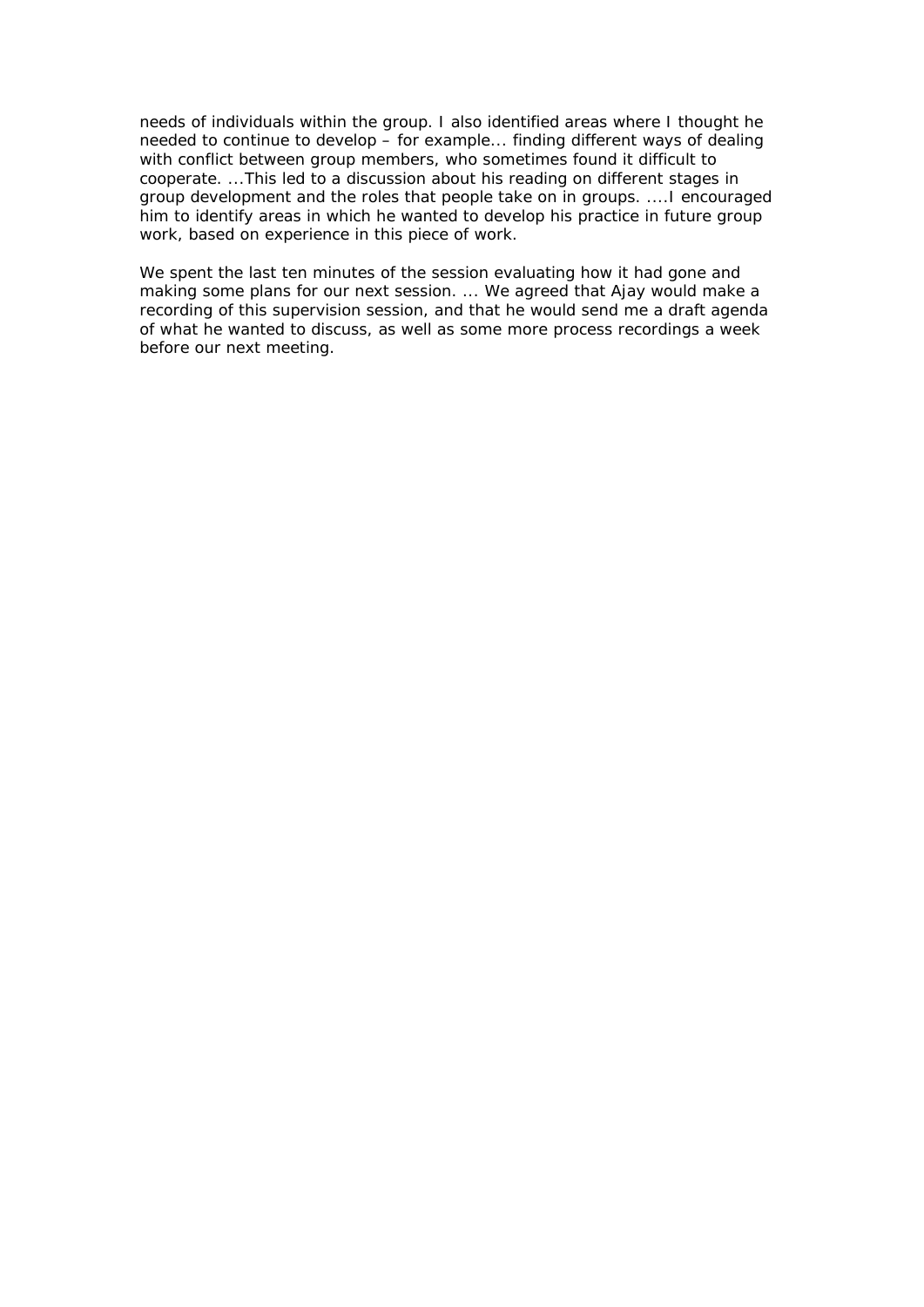needs of individuals within the group. I also identified areas where I thought he needed to continue to develop – for example... finding different ways of dealing with conflict between group members, who sometimes found it difficult to cooperate. ...This led to a discussion about his reading on different stages in group development and the roles that people take on in groups. ....I encouraged him to identify areas in which he wanted to develop his practice in future group work, based on experience in this piece of work.

We spent the last ten minutes of the session evaluating how it had gone and making some plans for our next session. ... We agreed that Ajay would make a recording of this supervision session, and that he would send me a draft agenda of what he wanted to discuss, as well as some more process recordings a week before our next meeting.